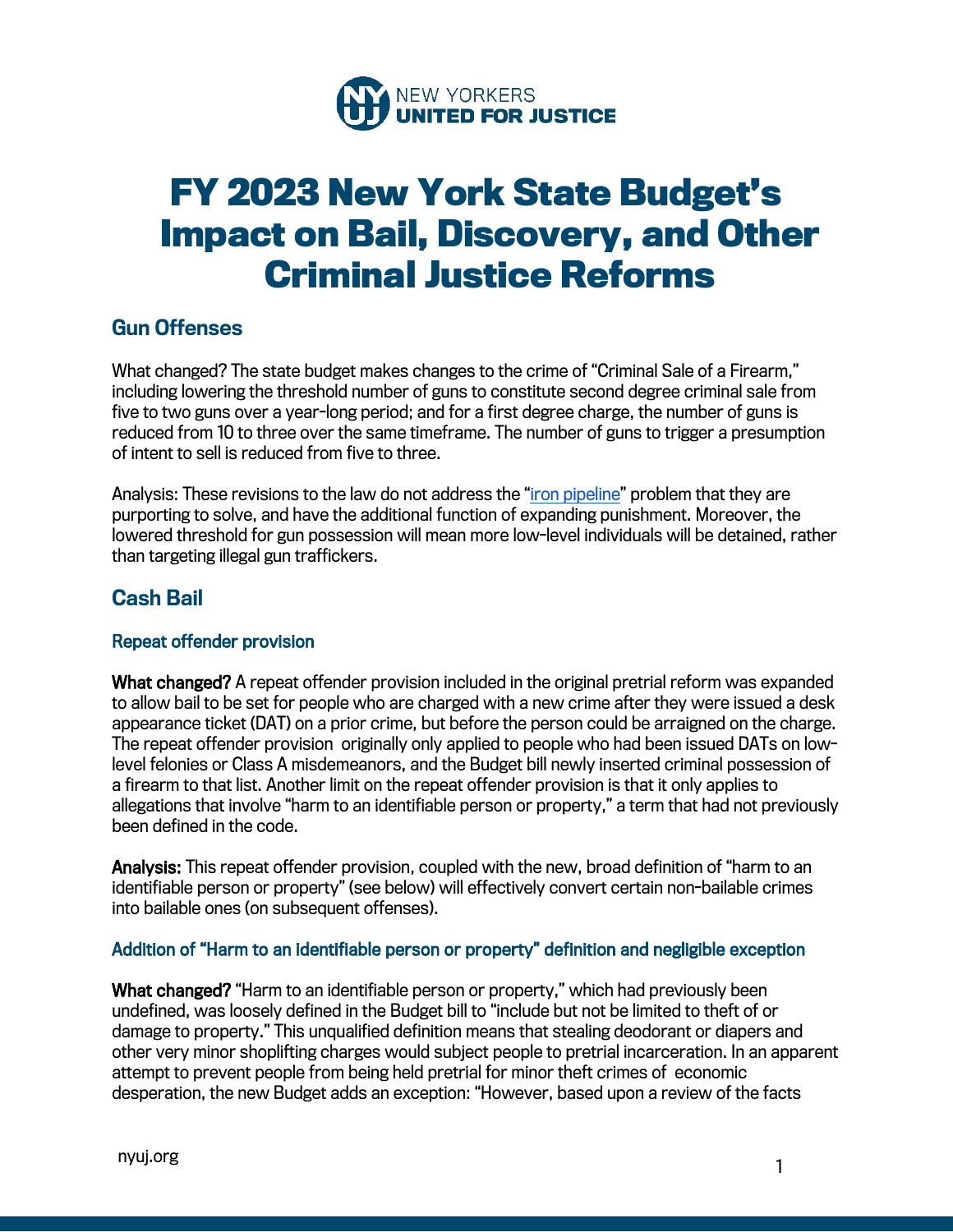NEW YORKERS **UNITED FOR JUSTICE**

# FY 2023 New York State Budget's Impact on Bail, Discovery, and Other Criminal Justice Reforms

## Gun Offenses

What changed? The state budget makes changes to the crime of "Criminal Sale of a Firearm," including lowering the threshold number of guns to constitute second degree criminal sale from five to two guns over a year-long period; and for a first degree charge, the number of guns is reduced from 10 to three over the same timeframe. The number of guns to trigger a presumption of intent to sell is reduced from five to three.

Analysis: These revisions to the law do not address the "iron pipeline" problem that they are purporting to solve, and have the additional function of expanding punishment. Moreover, the lowered threshold for gun possession will mean more low-level individuals will be detained, rather than targeting illegal gun traffickers.

## Cash Bail

### Repeat offender provision

**What changed?** A repeat offender provision included in the original pretrial reform was expanded to allow bail to be set for people who are charged with a new crime after they were issued a desk appearance ticket (DAT) on a prior crime, but before the person could be arraigned on the charge. The repeat offender provision originally only applied to people who had been issued DATs on low-level felonies or Class A misdemeanors, and the Budget bill newly inserted criminal possession of a firearm to that list. Another limit on the repeat offender provision is that it only applies to allegations that involve "harm to an identifiable person or property," a term that had not previously been defined in the code.

**Analysis:** This repeat offender provision, coupled with the new, broad definition of "harm to an identifiable person or property" (see below) will effectively convert certain non-bailable crimes into bailable ones (on subsequent offenses).

### Addition of "Harm to an identifiable person or property" definition and negligible exception

**What changed?** "Harm to an identifiable person or property," which had previously been undefined, was loosely defined in the Budget bill to "include but not be limited to theft of or damage to property." This unqualified definition means that stealing deodorant or diapers and other very minor shoplifting charges would subject people to pretrial incarceration. In an apparent attempt to prevent people from being held pretrial for minor theft crimes of economic desperation, the new Budget adds an exception: "However, based upon a review of the facts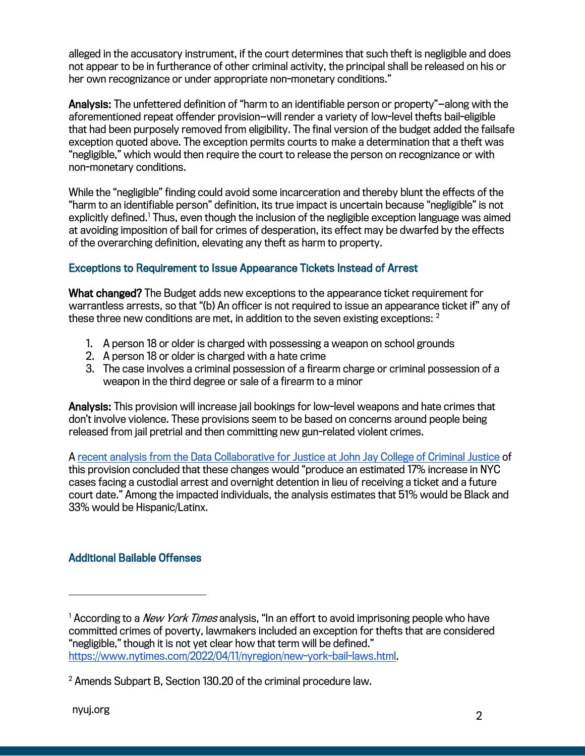alleged in the accusatory instrument, if the court determines that such theft is negligible and does not appear to be in furtherance of other criminal activity, the principal shall be released on his or her own recognizance or under appropriate non-monetary conditions."

**Analysis:** The unfettered definition of "harm to an identifiable person or property"—along with the aforementioned repeat offender provision—will render a variety of low-level thefts bail-eligible that had been purposely removed from eligibility. The final version of the budget added the failsafe exception quoted above. The exception permits courts to make a determination that a theft was "negligible," which would then require the court to release the person on recognizance or with non-monetary conditions.

While the "negligible" finding could avoid some incarceration and thereby blunt the effects of the "harm to an identifiable person" definition, its true impact is uncertain because "negligible" is not explicitly defined.[1] Thus, even though the inclusion of the negligible exception language was aimed at avoiding imposition of bail for crimes of desperation, its effect may be dwarfed by the effects of the overarching definition, elevating any theft as harm to property.

### Exceptions to Requirement to Issue Appearance Tickets Instead of Arrest

**What changed?** The Budget adds new exceptions to the appearance ticket requirement for warrantless arrests, so that "(b) An officer is not required to issue an appearance ticket if" any of these three new conditions are met, in addition to the seven existing exceptions: [2]

1. A person 18 or older is charged with possessing a weapon on school grounds
2. A person 18 or older is charged with a hate crime
3. The case involves a criminal possession of a firearm charge or criminal possession of a weapon in the third degree or sale of a firearm to a minor

**Analysis:** This provision will increase jail bookings for low-level weapons and hate crimes that don't involve violence. These provisions seem to be based on concerns around people being released from jail pretrial and then committing new gun-related violent crimes.

A recent analysis from the Data Collaborative for Justice at John Jay College of Criminal Justice of this provision concluded that these changes would "produce an estimated 17% increase in NYC cases facing a custodial arrest and overnight detention in lieu of receiving a ticket and a future court date." Among the impacted individuals, the analysis estimates that 51% would be Black and 33% would be Hispanic/Latinx.

### Additional Bailable Offenses

---

[1] According to a *New York Times* analysis, "In an effort to avoid imprisoning people who have committed crimes of poverty, lawmakers included an exception for thefts that are considered "negligible," though it is not yet clear how that term will be defined." https://www.nytimes.com/2022/04/11/nyregion/new-york-bail-laws.html.

[2] Amends Subpart B, Section 130.20 of the criminal procedure law.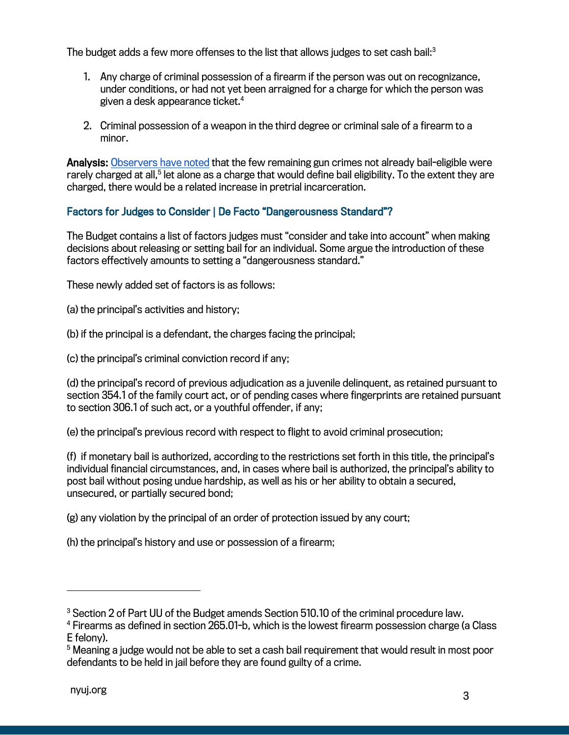The budget adds a few more offenses to the list that allows judges to set cash bail:[3]

1. Any charge of criminal possession of a firearm if the person was out on recognizance, under conditions, or had not yet been arraigned for a charge for which the person was given a desk appearance ticket.[4]

2. Criminal possession of a weapon in the third degree or criminal sale of a firearm to a minor.

**Analysis:** Observers have noted that the few remaining gun crimes not already bail-eligible were rarely charged at all,[5] let alone as a charge that would define bail eligibility. To the extent they are charged, there would be a related increase in pretrial incarceration.

### Factors for Judges to Consider | De Facto "Dangerousness Standard"?

The Budget contains a list of factors judges must "consider and take into account" when making decisions about releasing or setting bail for an individual. Some argue the introduction of these factors effectively amounts to setting a "dangerousness standard."

These newly added set of factors is as follows:

(a) the principal's activities and history;

(b) if the principal is a defendant, the charges facing the principal;

(c) the principal's criminal conviction record if any;

(d) the principal's record of previous adjudication as a juvenile delinquent, as retained pursuant to section 354.1 of the family court act, or of pending cases where fingerprints are retained pursuant to section 306.1 of such act, or a youthful offender, if any;

(e) the principal's previous record with respect to flight to avoid criminal prosecution;

(f) if monetary bail is authorized, according to the restrictions set forth in this title, the principal's individual financial circumstances, and, in cases where bail is authorized, the principal's ability to post bail without posing undue hardship, as well as his or her ability to obtain a secured, unsecured, or partially secured bond;

(g) any violation by the principal of an order of protection issued by any court;

(h) the principal's history and use or possession of a firearm;

---

[3] Section 2 of Part UU of the Budget amends Section 510.10 of the criminal procedure law.

[4] Firearms as defined in section 265.01-b, which is the lowest firearm possession charge (a Class E felony).

[5] Meaning a judge would not be able to set a cash bail requirement that would result in most poor defendants to be held in jail before they are found guilty of a crime.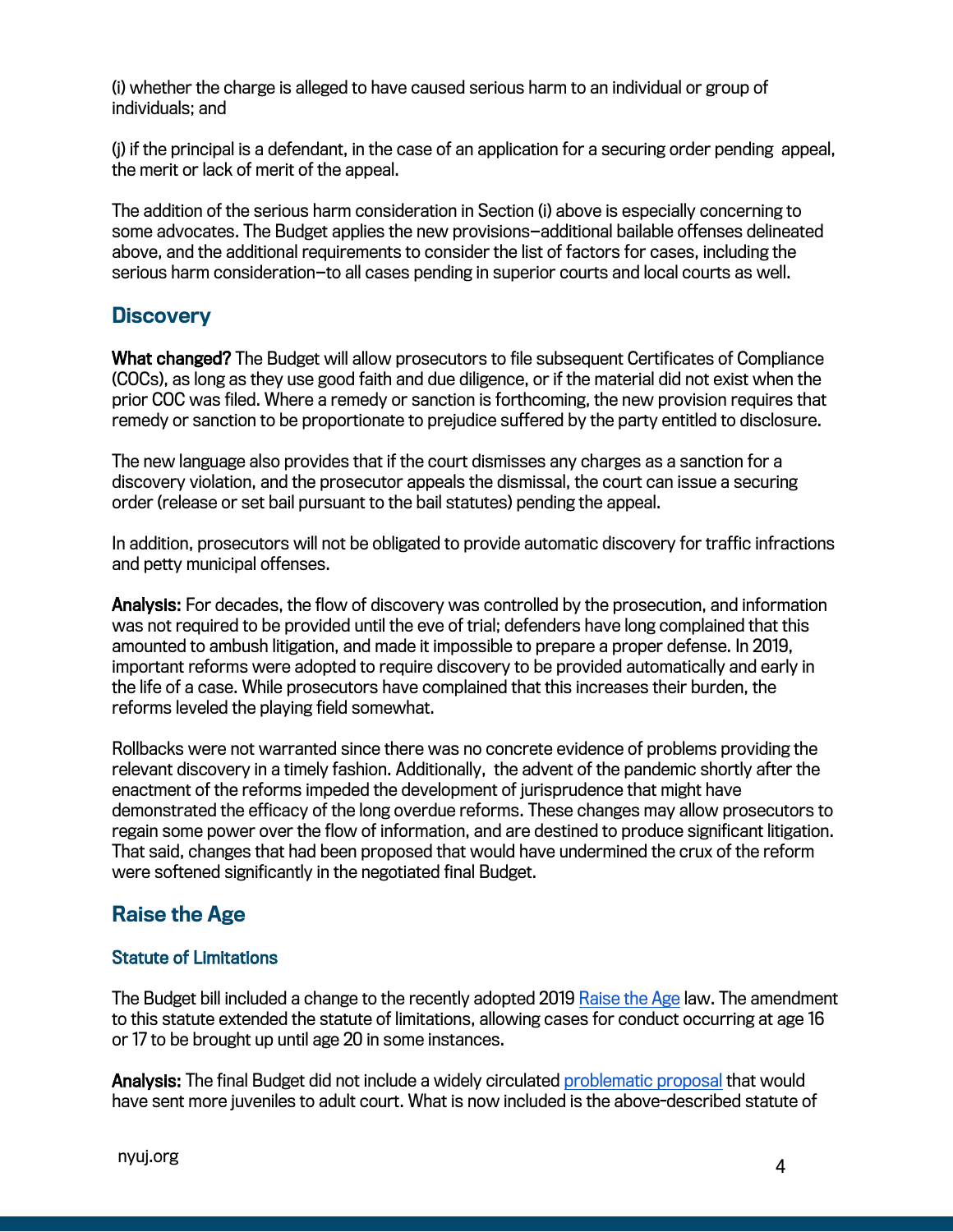(i) whether the charge is alleged to have caused serious harm to an individual or group of individuals; and

(j) if the principal is a defendant, in the case of an application for a securing order pending appeal, the merit or lack of merit of the appeal.

The addition of the serious harm consideration in Section (i) above is especially concerning to some advocates. The Budget applies the new provisions–additional bailable offenses delineated above, and the additional requirements to consider the list of factors for cases, including the serious harm consideration–to all cases pending in superior courts and local courts as well.

## Discovery

**What changed?** The Budget will allow prosecutors to file subsequent Certificates of Compliance (COCs), as long as they use good faith and due diligence, or if the material did not exist when the prior COC was filed. Where a remedy or sanction is forthcoming, the new provision requires that remedy or sanction to be proportionate to prejudice suffered by the party entitled to disclosure.

The new language also provides that if the court dismisses any charges as a sanction for a discovery violation, and the prosecutor appeals the dismissal, the court can issue a securing order (release or set bail pursuant to the bail statutes) pending the appeal.

In addition, prosecutors will not be obligated to provide automatic discovery for traffic infractions and petty municipal offenses.

**Analysis:** For decades, the flow of discovery was controlled by the prosecution, and information was not required to be provided until the eve of trial; defenders have long complained that this amounted to ambush litigation, and made it impossible to prepare a proper defense. In 2019, important reforms were adopted to require discovery to be provided automatically and early in the life of a case. While prosecutors have complained that this increases their burden, the reforms leveled the playing field somewhat.

Rollbacks were not warranted since there was no concrete evidence of problems providing the relevant discovery in a timely fashion. Additionally, the advent of the pandemic shortly after the enactment of the reforms impeded the development of jurisprudence that might have demonstrated the efficacy of the long overdue reforms. These changes may allow prosecutors to regain some power over the flow of information, and are destined to produce significant litigation. That said, changes that had been proposed that would have undermined the crux of the reform were softened significantly in the negotiated final Budget.

## Raise the Age

### Statute of Limitations

The Budget bill included a change to the recently adopted 2019 Raise the Age law. The amendment to this statute extended the statute of limitations, allowing cases for conduct occurring at age 16 or 17 to be brought up until age 20 in some instances.

**Analysis:** The final Budget did not include a widely circulated problematic proposal that would have sent more juveniles to adult court. What is now included is the above-described statute of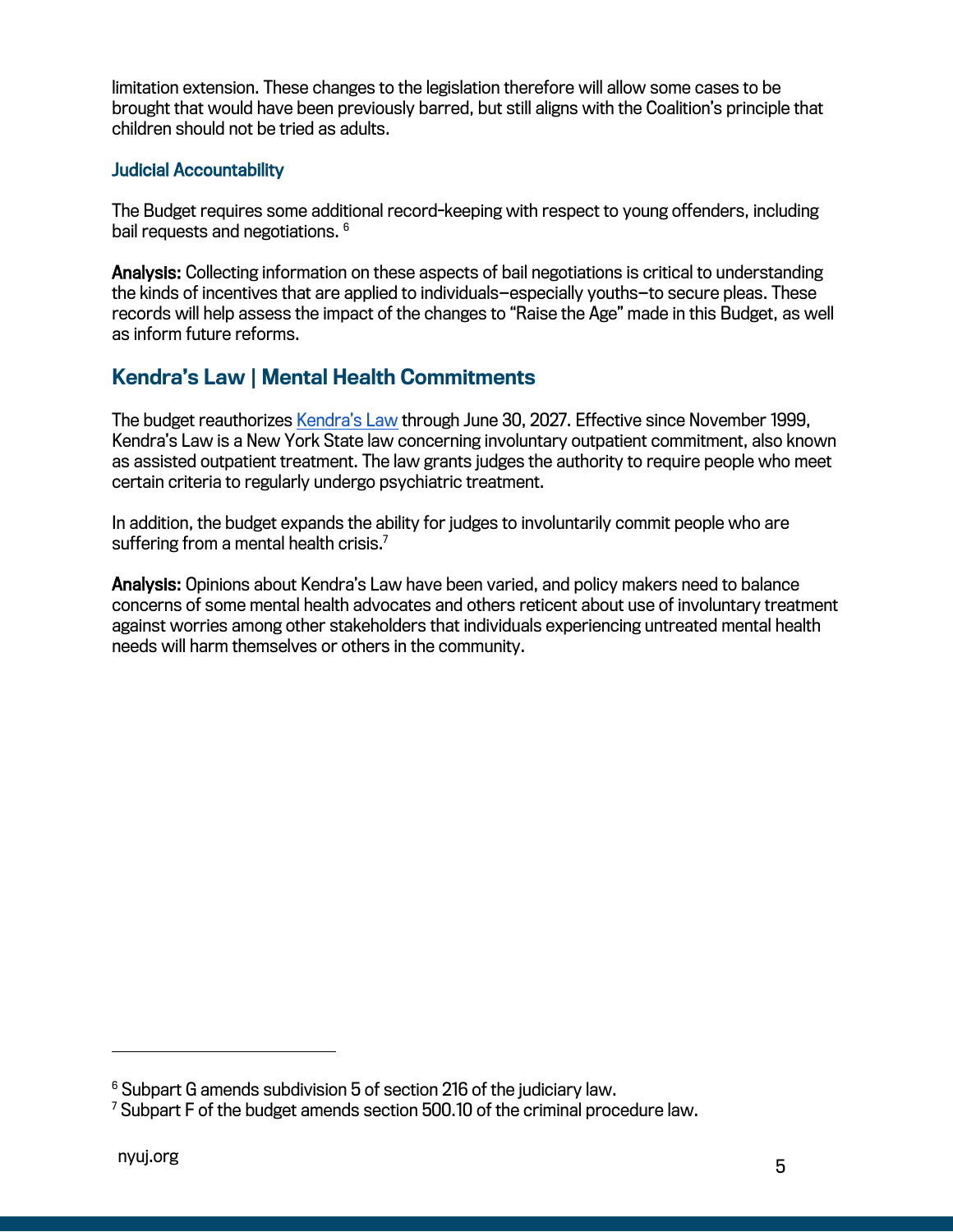limitation extension. These changes to the legislation therefore will allow some cases to be brought that would have been previously barred, but still aligns with the Coalition's principle that children should not be tried as adults.

### Judicial Accountability

The Budget requires some additional record-keeping with respect to young offenders, including bail requests and negotiations. [6]

**Analysis:** Collecting information on these aspects of bail negotiations is critical to understanding the kinds of incentives that are applied to individuals—especially youths—to secure pleas. These records will help assess the impact of the changes to "Raise the Age" made in this Budget, as well as inform future reforms.

## Kendra's Law | Mental Health Commitments

The budget reauthorizes [Kendra's Law]() through June 30, 2027. Effective since November 1999, Kendra's Law is a New York State law concerning involuntary outpatient commitment, also known as assisted outpatient treatment. The law grants judges the authority to require people who meet certain criteria to regularly undergo psychiatric treatment.

In addition, the budget expands the ability for judges to involuntarily commit people who are suffering from a mental health crisis.[7]

**Analysis:** Opinions about Kendra's Law have been varied, and policy makers need to balance concerns of some mental health advocates and others reticent about use of involuntary treatment against worries among other stakeholders that individuals experiencing untreated mental health needs will harm themselves or others in the community.

---

[6] Subpart G amends subdivision 5 of section 216 of the judiciary law.

[7] Subpart F of the budget amends section 500.10 of the criminal procedure law.

nyuj.org